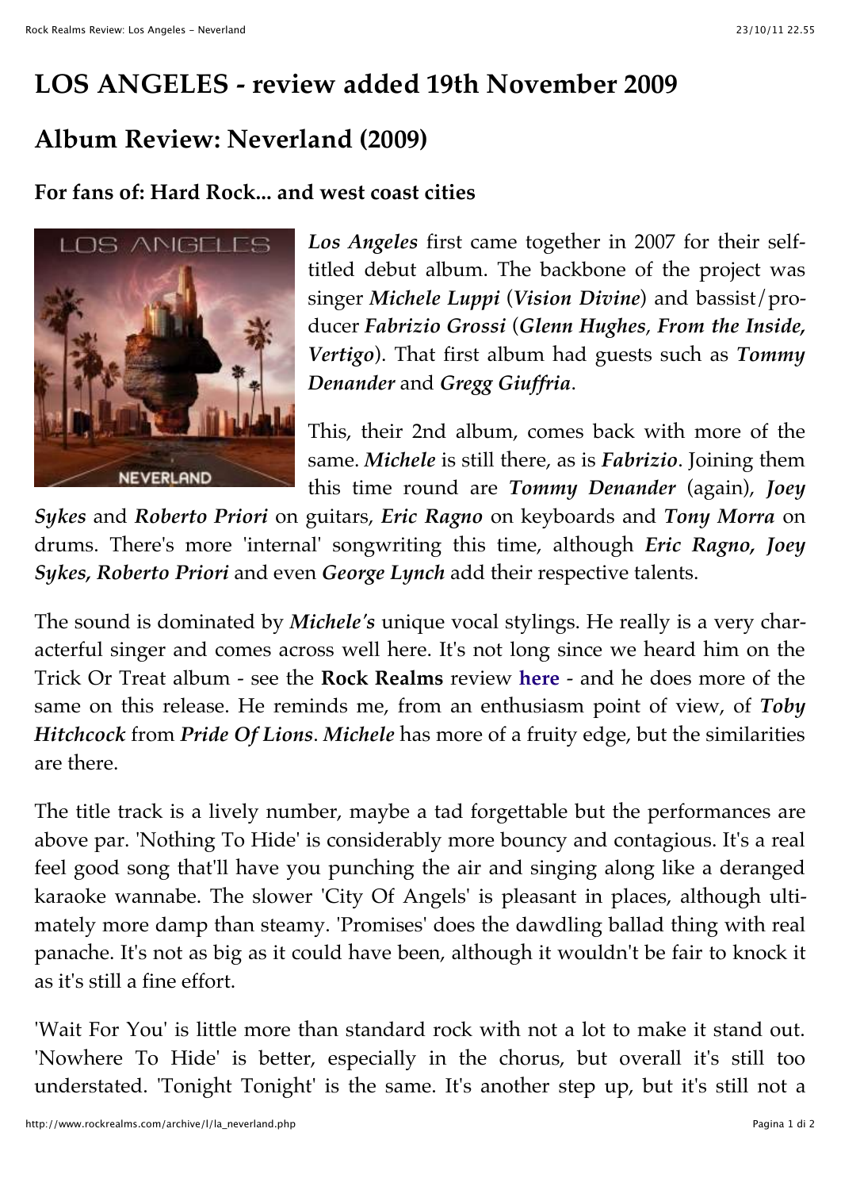# LOS ANGELES - review added 19th November 2009

## Album Review: Neverland (2009)

### For fans of: Hard Rock... and west coast cities

***Los Angeles*** first came together in 2007 for their self-titled debut album. The backbone of the project was singer ***Michele Luppi*** (***Vision Divine***) and bassist/producer ***Fabrizio Grossi*** (***Glenn Hughes***, ***From the Inside, Vertigo***). That first album had guests such as ***Tommy Denander*** and ***Gregg Giuffria***.

This, their 2nd album, comes back with more of the same. ***Michele*** is still there, as is ***Fabrizio***. Joining them this time round are ***Tommy Denander*** (again), ***Joey Sykes*** and ***Roberto Priori*** on guitars, ***Eric Ragno*** on keyboards and ***Tony Morra*** on drums. There's more 'internal' songwriting this time, although ***Eric Ragno, Joey Sykes, Roberto Priori*** and even ***George Lynch*** add their respective talents.

The sound is dominated by ***Michele's*** unique vocal stylings. He really is a very characterful singer and comes across well here. It's not long since we heard him on the Trick Or Treat album - see the **Rock Realms** review **here** - and he does more of the same on this release. He reminds me, from an enthusiasm point of view, of ***Toby Hitchcock*** from ***Pride Of Lions***. ***Michele*** has more of a fruity edge, but the similarities are there.

The title track is a lively number, maybe a tad forgettable but the performances are above par. 'Nothing To Hide' is considerably more bouncy and contagious. It's a real feel good song that'll have you punching the air and singing along like a deranged karaoke wannabe. The slower 'City Of Angels' is pleasant in places, although ultimately more damp than steamy. 'Promises' does the dawdling ballad thing with real panache. It's not as big as it could have been, although it wouldn't be fair to knock it as it's still a fine effort.

'Wait For You' is little more than standard rock with not a lot to make it stand out. 'Nowhere To Hide' is better, especially in the chorus, but overall it's still too understated. 'Tonight Tonight' is the same. It's another step up, but it's still not a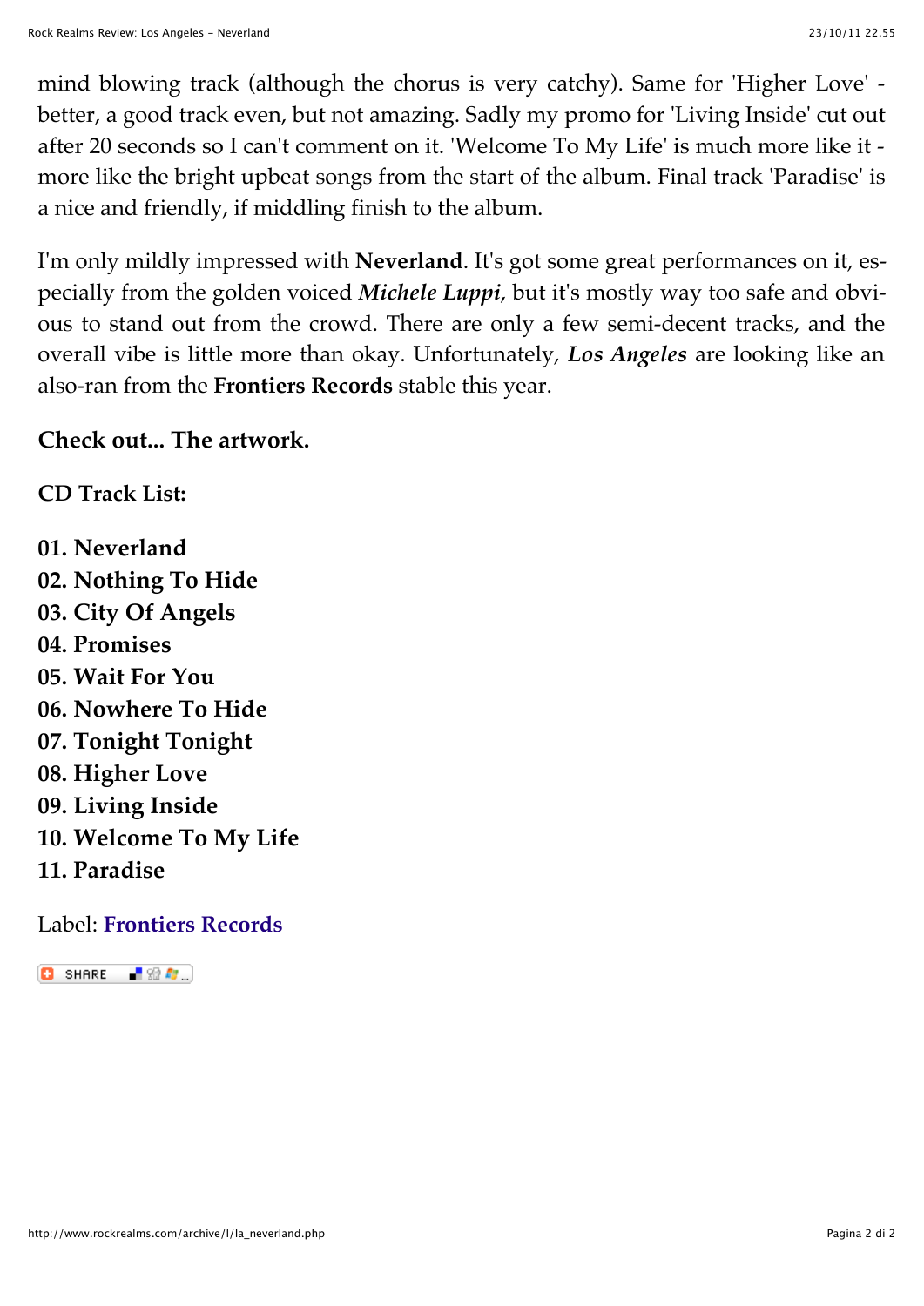mind blowing track (although the chorus is very catchy). Same for 'Higher Love' - better, a good track even, but not amazing. Sadly my promo for 'Living Inside' cut out after 20 seconds so I can't comment on it. 'Welcome To My Life' is much more like it - more like the bright upbeat songs from the start of the album. Final track 'Paradise' is a nice and friendly, if middling finish to the album.

I'm only mildly impressed with **Neverland**. It's got some great performances on it, especially from the golden voiced ***Michele Luppi***, but it's mostly way too safe and obvious to stand out from the crowd. There are only a few semi-decent tracks, and the overall vibe is little more than okay. Unfortunately, ***Los Angeles*** are looking like an also-ran from the **Frontiers Records** stable this year.

**Check out... The artwork.**

**CD Track List:**

**01. Neverland**
**02. Nothing To Hide**
**03. City Of Angels**
**04. Promises**
**05. Wait For You**
**06. Nowhere To Hide**
**07. Tonight Tonight**
**08. Higher Love**
**09. Living Inside**
**10. Welcome To My Life**
**11. Paradise**

Label: **Frontiers Records**

SHARE